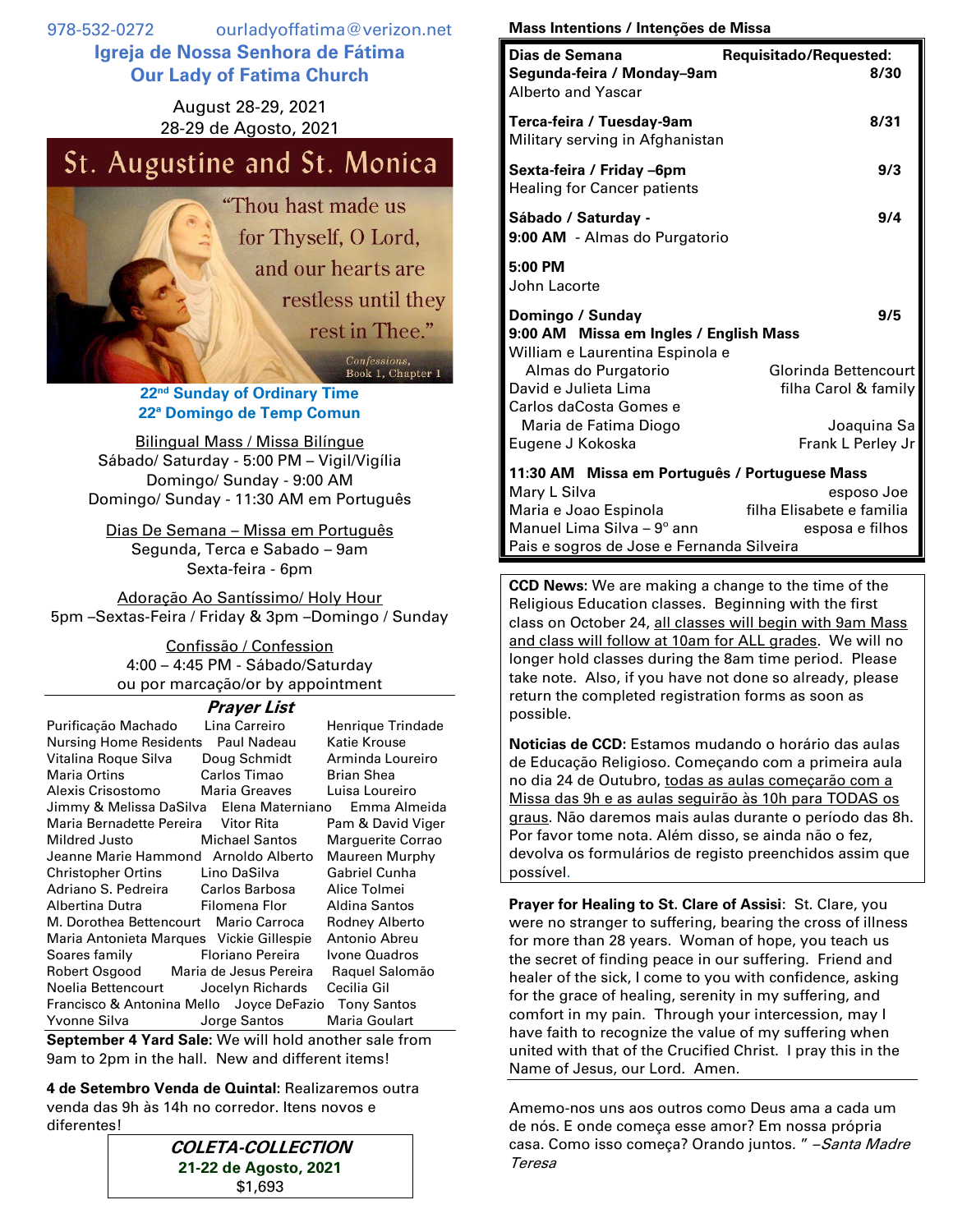978-532-0272 ourladyoffatima@verizon.net

# Igreja de Nossa Senhora de Fátima
# Our Lady of Fatima Church

August 28-29, 2021
28-29 de Agosto, 2021

## St. Augustine and St. Monica

"Thou hast made us for Thyself, O Lord, and our hearts are restless until they rest in Thee."
*Confessions, Book 1, Chapter 1*

**22nd Sunday of Ordinary Time**
**22ª Domingo de Temp Comun**

Bilingual Mass / Missa Bilíngue
Sábado/ Saturday - 5:00 PM – Vigil/Vigília
Domingo/ Sunday - 9:00 AM
Domingo/ Sunday - 11:30 AM em Português

Dias De Semana – Missa em Português
Segunda, Terca e Sabado – 9am
Sexta-feira - 6pm

Adoração Ao Santíssimo/ Holy Hour
5pm –Sextas-Feira / Friday & 3pm –Domingo / Sunday

Confissão / Confession
4:00 – 4:45 PM - Sábado/Saturday
ou por marcação/or by appointment

### Prayer List

| | | |
|---|---|---|
| Purificação Machado | Lina Carreiro | Henrique Trindade |
| Nursing Home Residents | Paul Nadeau | Katie Krouse |
| Vitalina Roque Silva | Doug Schmidt | Arminda Loureiro |
| Maria Ortins | Carlos Timao | Brian Shea |
| Alexis Crisostomo | Maria Greaves | Luisa Loureiro |
| Jimmy & Melissa DaSilva | Elena Materniano | Emma Almeida |
| Maria Bernadette Pereira | Vitor Rita | Pam & David Viger |
| Mildred Justo | Michael Santos | Marguerite Corrao |
| Jeanne Marie Hammond | Arnoldo Alberto | Maureen Murphy |
| Christopher Ortins | Lino DaSilva | Gabriel Cunha |
| Adriano S. Pedreira | Carlos Barbosa | Alice Tolmei |
| Albertina Dutra | Filomena Flor | Aldina Santos |
| M. Dorothea Bettencourt | Mario Carroca | Rodney Alberto |
| Maria Antonieta Marques | Vickie Gillespie | Antonio Abreu |
| Soares family | Floriano Pereira | Ivone Quadros |
| Robert Osgood | Maria de Jesus Pereira | Raquel Salomão |
| Noelia Bettencourt | Jocelyn Richards | Cecilia Gil |
| Francisco & Antonina Mello | Joyce DeFazio | Tony Santos |
| Yvonne Silva | Jorge Santos | Maria Goulart |

**September 4 Yard Sale:** We will hold another sale from 9am to 2pm in the hall. New and different items!

**4 de Setembro Venda de Quintal:** Realizaremos outra venda das 9h às 14h no corredor. Itens novos e diferentes!

***COLETA-COLLECTION***
**21-22 de Agosto, 2021**
$1,693

### Mass Intentions / Intenções de Missa

| Dias de Semana | Requisitado/Requested: |
|---|---|
| **Segunda-feira / Monday–9am** | **8/30** |
| Alberto and Yascar | |
| **Terca-feira / Tuesday-9am** | **8/31** |
| Military serving in Afghanistan | |
| **Sexta-feira / Friday –6pm** | **9/3** |
| Healing for Cancer patients | |
| **Sábado / Saturday -** | **9/4** |
| **9:00 AM** - Almas do Purgatorio | |
| **5:00 PM** | |
| John Lacorte | |
| **Domingo / Sunday** | **9/5** |
| **9:00 AM Missa em Ingles / English Mass** | |
| William e Laurentina Espinola e Almas do Purgatorio | Glorinda Bettencourt |
| David e Julieta Lima | filha Carol & family |
| Carlos daCosta Gomes e Maria de Fatima Diogo | Joaquina Sa |
| Eugene J Kokoska | Frank L Perley Jr |
| **11:30 AM Missa em Português / Portuguese Mass** | |
| Mary L Silva | esposo Joe |
| Maria e Joao Espinola | filha Elisabete e familia |
| Manuel Lima Silva – 9° ann | esposa e filhos |
| Pais e sogros de Jose e Fernanda Silveira | |

**CCD News:** We are making a change to the time of the Religious Education classes. Beginning with the first class on October 24, all classes will begin with 9am Mass and class will follow at 10am for ALL grades. We will no longer hold classes during the 8am time period. Please take note. Also, if you have not done so already, please return the completed registration forms as soon as possible.

**Noticias de CCD:** Estamos mudando o horário das aulas de Educação Religioso. Começando com a primeira aula no dia 24 de Outubro, todas as aulas começarão com a Missa das 9h e as aulas seguirão às 10h para TODAS os graus. Não daremos mais aulas durante o período das 8h. Por favor tome nota. Além disso, se ainda não o fez, devolva os formulários de registo preenchidos assim que possível.

**Prayer for Healing to St. Clare of Assisi**: St. Clare, you were no stranger to suffering, bearing the cross of illness for more than 28 years. Woman of hope, you teach us the secret of finding peace in our suffering. Friend and healer of the sick, I come to you with confidence, asking for the grace of healing, serenity in my suffering, and comfort in my pain. Through your intercession, may I have faith to recognize the value of my suffering when united with that of the Crucified Christ. I pray this in the Name of Jesus, our Lord. Amen.

Amemo-nos uns aos outros como Deus ama a cada um de nós. E onde começa esse amor? Em nossa própria casa. Como isso começa? Orando juntos. " –*Santa Madre Teresa*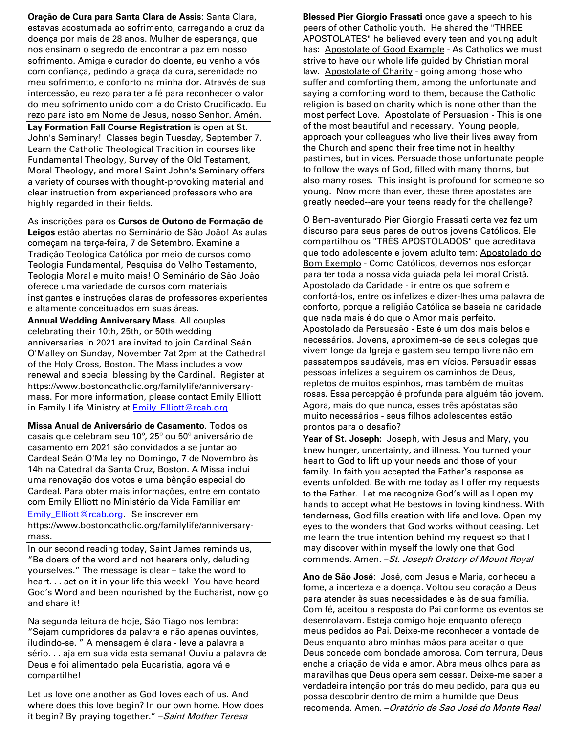**Oração de Cura para Santa Clara de Assis**: Santa Clara, estavas acostumada ao sofrimento, carregando a cruz da doença por mais de 28 anos. Mulher de esperança, que nos ensinam o segredo de encontrar a paz em nosso sofrimento. Amiga e curador do doente, eu venho a vós com confiança, pedindo a graça da cura, serenidade no meu sofrimento, e conforto na minha dor. Através de sua intercessão, eu rezo para ter a fé para reconhecer o valor do meu sofrimento unido com a do Cristo Crucificado. Eu rezo para isto em Nome de Jesus, nosso Senhor. Amén.

---

**Lay Formation Fall Course Registration** is open at St. John's Seminary! Classes begin Tuesday, September 7. Learn the Catholic Theological Tradition in courses like Fundamental Theology, Survey of the Old Testament, Moral Theology, and more! Saint John's Seminary offers a variety of courses with thought-provoking material and clear instruction from experienced professors who are highly regarded in their fields.

As inscrições para os **Cursos de Outono de Formação de Leigos** estão abertas no Seminário de São João! As aulas começam na terça-feira, 7 de Setembro. Examine a Tradição Teológica Católica por meio de cursos como Teologia Fundamental, Pesquisa do Velho Testamento, Teologia Moral e muito mais! O Seminário de São João oferece uma variedade de cursos com materiais instigantes e instruções claras de professores experientes e altamente conceituados em suas áreas.

---

**Annual Wedding Anniversary Mass**. All couples celebrating their 10th, 25th, or 50th wedding anniversaries in 2021 are invited to join Cardinal Seán O'Malley on Sunday, November 7at 2pm at the Cathedral of the Holy Cross, Boston. The Mass includes a vow renewal and special blessing by the Cardinal. Register at https://www.bostoncatholic.org/familylife/anniversary-mass. For more information, please contact Emily Elliott in Family Life Ministry at Emily_Elliott@rcab.org

**Missa Anual de Aniversário de Casamento**. Todos os casais que celebram seu 10º, 25º ou 50º aniversário de casamento em 2021 são convidados a se juntar ao Cardeal Seán O'Malley no Domingo, 7 de Novembro às 14h na Catedral da Santa Cruz, Boston. A Missa inclui uma renovação dos votos e uma bênção especial do Cardeal. Para obter mais informações, entre em contato com Emily Elliott no Ministério da Vida Familiar em Emily_Elliott@rcab.org. Se inscrever em https://www.bostoncatholic.org/familylife/anniversary-mass.

---

In our second reading today, Saint James reminds us, "Be doers of the word and not hearers only, deluding yourselves." The message is clear – take the word to heart. . . act on it in your life this week! You have heard God's Word and been nourished by the Eucharist, now go and share it!

Na segunda leitura de hoje, São Tiago nos lembra: "Sejam cumpridores da palavra e não apenas ouvintes, iludindo-se. " A mensagem é clara - leve a palavra a sério. . . aja em sua vida esta semana! Ouviu a palavra de Deus e foi alimentado pela Eucaristia, agora vá e compartilhe!

---

Let us love one another as God loves each of us. And where does this love begin? In our own home. How does it begin? By praying together." –*Saint Mother Teresa*

**Blessed Pier Giorgio Frassati** once gave a speech to his peers of other Catholic youth. He shared the "THREE APOSTOLATES" he believed every teen and young adult has: Apostolate of Good Example - As Catholics we must strive to have our whole life guided by Christian moral law. Apostolate of Charity - going among those who suffer and comforting them, among the unfortunate and saying a comforting word to them, because the Catholic religion is based on charity which is none other than the most perfect Love. Apostolate of Persuasion - This is one of the most beautiful and necessary. Young people, approach your colleagues who live their lives away from the Church and spend their free time not in healthy pastimes, but in vices. Persuade those unfortunate people to follow the ways of God, filled with many thorns, but also many roses. This insight is profound for someone so young. Now more than ever, these three apostates are greatly needed--are your teens ready for the challenge?

O Bem-aventurado Pier Giorgio Frassati certa vez fez um discurso para seus pares de outros jovens Católicos. Ele compartilhou os "TRÊS APOSTOLADOS" que acreditava que todo adolescente e jovem adulto tem: Apostolado do Bom Exemplo - Como Católicos, devemos nos esforçar para ter toda a nossa vida guiada pela lei moral Cristã. Apostolado da Caridade - ir entre os que sofrem e confortá-los, entre os infelizes e dizer-lhes uma palavra de conforto, porque a religião Católica se baseia na caridade que nada mais é do que o Amor mais perfeito. Apostolado da Persuasão - Este é um dos mais belos e necessários. Jovens, aproximem-se de seus colegas que vivem longe da Igreja e gastem seu tempo livre não em passatempos saudáveis, mas em vícios. Persuadir essas pessoas infelizes a seguirem os caminhos de Deus, repletos de muitos espinhos, mas também de muitas rosas. Essa percepção é profunda para alguém tão jovem. Agora, mais do que nunca, esses três apóstatas são muito necessários - seus filhos adolescentes estão prontos para o desafio?

---

**Year of St. Joseph:** Joseph, with Jesus and Mary, you knew hunger, uncertainty, and illness. You turned your heart to God to lift up your needs and those of your family. In faith you accepted the Father's response as events unfolded. Be with me today as I offer my requests to the Father. Let me recognize God's will as I open my hands to accept what He bestows in loving kindness. With tenderness, God fills creation with life and love. Open my eyes to the wonders that God works without ceasing. Let me learn the true intention behind my request so that I may discover within myself the lowly one that God commends. Amen. –*St. Joseph Oratory of Mount Royal*

**Ano de São José**: José, com Jesus e Maria, conheceu a fome, a incerteza e a doença. Voltou seu coração a Deus para atender às suas necessidades e às de sua família. Com fé, aceitou a resposta do Pai conforme os eventos se desenrolavam. Esteja comigo hoje enquanto ofereço meus pedidos ao Pai. Deixe-me reconhecer a vontade de Deus enquanto abro minhas mãos para aceitar o que Deus concede com bondade amorosa. Com ternura, Deus enche a criação de vida e amor. Abra meus olhos para as maravilhas que Deus opera sem cessar. Deixe-me saber a verdadeira intenção por trás do meu pedido, para que eu possa descobrir dentro de mim a humilde que Deus recomenda. Amen. –*Oratório de Sao José do Monte Real*